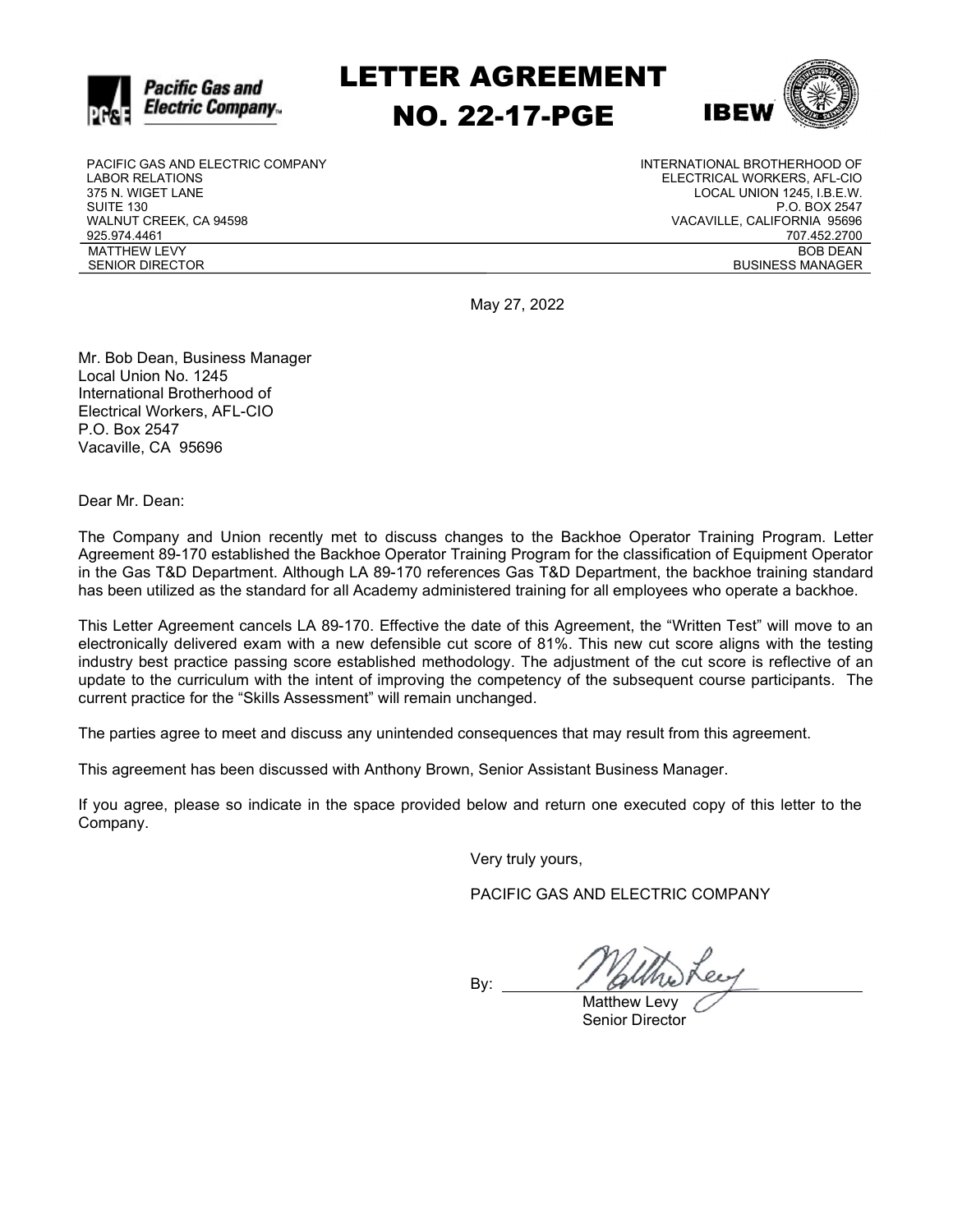# LETTER AGREEMENT NO. 22-17-PGE

| PACIFIC GAS AND ELECTRIC COMPANY | INTERNATIONAL BROTHERHOOD OF |
|---|---|
| LABOR RELATIONS | ELECTRICAL WORKERS, AFL-CIO |
| 375 N. WIGET LANE | LOCAL UNION 1245, I.B.E.W. |
| SUITE 130 | P.O. BOX 2547 |
| WALNUT CREEK, CA 94598 | VACAVILLE, CALIFORNIA 95696 |
| 925.974.4461 | 707.452.2700 |
| MATTHEW LEVY | BOB DEAN |
| SENIOR DIRECTOR | BUSINESS MANAGER |

May 27, 2022

Mr. Bob Dean, Business Manager
Local Union No. 1245
International Brotherhood of
Electrical Workers, AFL-CIO
P.O. Box 2547
Vacaville, CA 95696

Dear Mr. Dean:

The Company and Union recently met to discuss changes to the Backhoe Operator Training Program. Letter Agreement 89-170 established the Backhoe Operator Training Program for the classification of Equipment Operator in the Gas T&D Department. Although LA 89-170 references Gas T&D Department, the backhoe training standard has been utilized as the standard for all Academy administered training for all employees who operate a backhoe.

This Letter Agreement cancels LA 89-170. Effective the date of this Agreement, the "Written Test" will move to an electronically delivered exam with a new defensible cut score of 81%. This new cut score aligns with the testing industry best practice passing score established methodology. The adjustment of the cut score is reflective of an update to the curriculum with the intent of improving the competency of the subsequent course participants. The current practice for the "Skills Assessment" will remain unchanged.

The parties agree to meet and discuss any unintended consequences that may result from this agreement.

This agreement has been discussed with Anthony Brown, Senior Assistant Business Manager.

If you agree, please so indicate in the space provided below and return one executed copy of this letter to the Company.

Very truly yours,

PACIFIC GAS AND ELECTRIC COMPANY

By: Matthew Levy
Matthew Levy
Senior Director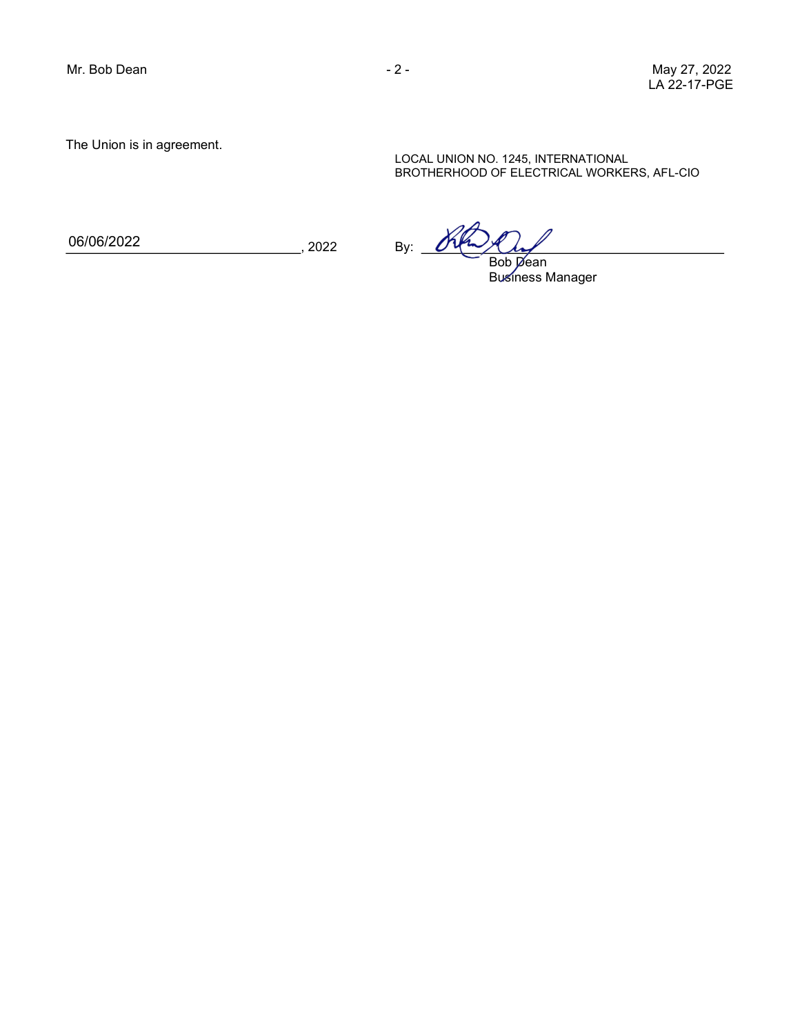The Union is in agreement.

LOCAL UNION NO. 1245, INTERNATIONAL BROTHERHOOD OF ELECTRICAL WORKERS, AFL-CIO

06/06/2022, 2022

By: ______________________
Bob Dean
Business Manager